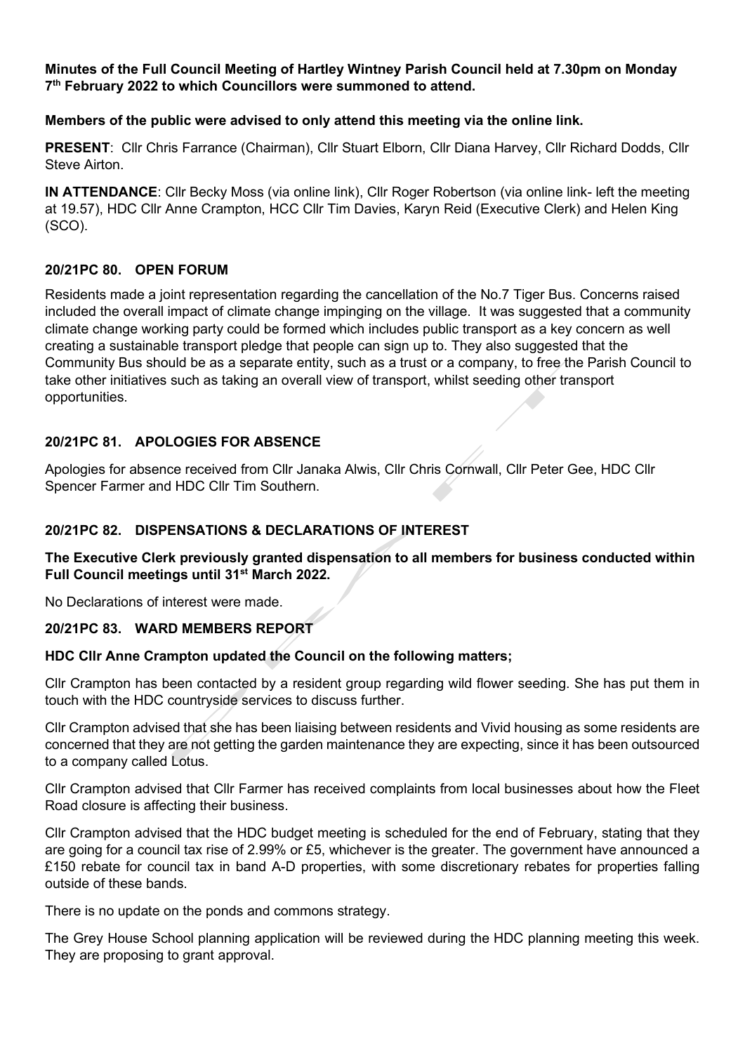**Minutes of the Full Council Meeting of Hartley Wintney Parish Council held at 7.30pm on Monday 7th February 2022 to which Councillors were summoned to attend.**

**Members of the public were advised to only attend this meeting via the online link.**

**PRESENT**: Cllr Chris Farrance (Chairman), Cllr Stuart Elborn, Cllr Diana Harvey, Cllr Richard Dodds, Cllr Steve Airton.

**IN ATTENDANCE**: Cllr Becky Moss (via online link), Cllr Roger Robertson (via online link- left the meeting at 19.57), HDC Cllr Anne Crampton, HCC Cllr Tim Davies, Karyn Reid (Executive Clerk) and Helen King (SCO).

## 20/21PC 80. OPEN FORUM

Residents made a joint representation regarding the cancellation of the No.7 Tiger Bus. Concerns raised included the overall impact of climate change impinging on the village. It was suggested that a community climate change working party could be formed which includes public transport as a key concern as well creating a sustainable transport pledge that people can sign up to. They also suggested that the Community Bus should be as a separate entity, such as a trust or a company, to free the Parish Council to take other initiatives such as taking an overall view of transport, whilst seeding other transport opportunities.

## 20/21PC 81. APOLOGIES FOR ABSENCE

Apologies for absence received from Cllr Janaka Alwis, Cllr Chris Cornwall, Cllr Peter Gee, HDC Cllr Spencer Farmer and HDC Cllr Tim Southern.

## 20/21PC 82. DISPENSATIONS & DECLARATIONS OF INTEREST

**The Executive Clerk previously granted dispensation to all members for business conducted within Full Council meetings until 31st March 2022.**

No Declarations of interest were made.

## 20/21PC 83. WARD MEMBERS REPORT

**HDC Cllr Anne Crampton updated the Council on the following matters;**

Cllr Crampton has been contacted by a resident group regarding wild flower seeding. She has put them in touch with the HDC countryside services to discuss further.

Cllr Crampton advised that she has been liaising between residents and Vivid housing as some residents are concerned that they are not getting the garden maintenance they are expecting, since it has been outsourced to a company called Lotus.

Cllr Crampton advised that Cllr Farmer has received complaints from local businesses about how the Fleet Road closure is affecting their business.

Cllr Crampton advised that the HDC budget meeting is scheduled for the end of February, stating that they are going for a council tax rise of 2.99% or £5, whichever is the greater. The government have announced a £150 rebate for council tax in band A-D properties, with some discretionary rebates for properties falling outside of these bands.

There is no update on the ponds and commons strategy.

The Grey House School planning application will be reviewed during the HDC planning meeting this week. They are proposing to grant approval.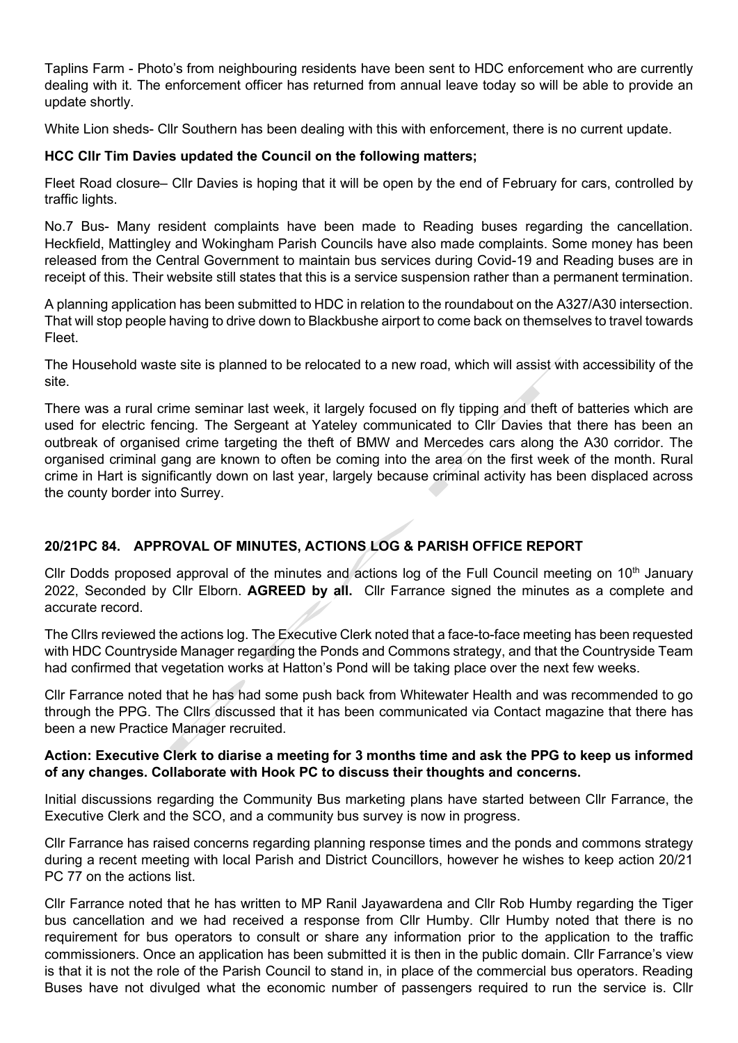Taplins Farm - Photo's from neighbouring residents have been sent to HDC enforcement who are currently dealing with it. The enforcement officer has returned from annual leave today so will be able to provide an update shortly.

White Lion sheds- Cllr Southern has been dealing with this with enforcement, there is no current update.

**HCC Cllr Tim Davies updated the Council on the following matters;**

Fleet Road closure– Cllr Davies is hoping that it will be open by the end of February for cars, controlled by traffic lights.

No.7 Bus- Many resident complaints have been made to Reading buses regarding the cancellation. Heckfield, Mattingley and Wokingham Parish Councils have also made complaints. Some money has been released from the Central Government to maintain bus services during Covid-19 and Reading buses are in receipt of this. Their website still states that this is a service suspension rather than a permanent termination.

A planning application has been submitted to HDC in relation to the roundabout on the A327/A30 intersection. That will stop people having to drive down to Blackbushe airport to come back on themselves to travel towards Fleet.

The Household waste site is planned to be relocated to a new road, which will assist with accessibility of the site.

There was a rural crime seminar last week, it largely focused on fly tipping and theft of batteries which are used for electric fencing. The Sergeant at Yateley communicated to Cllr Davies that there has been an outbreak of organised crime targeting the theft of BMW and Mercedes cars along the A30 corridor. The organised criminal gang are known to often be coming into the area on the first week of the month. Rural crime in Hart is significantly down on last year, largely because criminal activity has been displaced across the county border into Surrey.

## 20/21PC 84. APPROVAL OF MINUTES, ACTIONS LOG & PARISH OFFICE REPORT

Cllr Dodds proposed approval of the minutes and actions log of the Full Council meeting on 10th January 2022, Seconded by Cllr Elborn. **AGREED by all.** Cllr Farrance signed the minutes as a complete and accurate record.

The Cllrs reviewed the actions log. The Executive Clerk noted that a face-to-face meeting has been requested with HDC Countryside Manager regarding the Ponds and Commons strategy, and that the Countryside Team had confirmed that vegetation works at Hatton's Pond will be taking place over the next few weeks.

Cllr Farrance noted that he has had some push back from Whitewater Health and was recommended to go through the PPG. The Cllrs discussed that it has been communicated via Contact magazine that there has been a new Practice Manager recruited.

**Action: Executive Clerk to diarise a meeting for 3 months time and ask the PPG to keep us informed of any changes. Collaborate with Hook PC to discuss their thoughts and concerns.**

Initial discussions regarding the Community Bus marketing plans have started between Cllr Farrance, the Executive Clerk and the SCO, and a community bus survey is now in progress.

Cllr Farrance has raised concerns regarding planning response times and the ponds and commons strategy during a recent meeting with local Parish and District Councillors, however he wishes to keep action 20/21 PC 77 on the actions list.

Cllr Farrance noted that he has written to MP Ranil Jayawardena and Cllr Rob Humby regarding the Tiger bus cancellation and we had received a response from Cllr Humby. Cllr Humby noted that there is no requirement for bus operators to consult or share any information prior to the application to the traffic commissioners. Once an application has been submitted it is then in the public domain. Cllr Farrance's view is that it is not the role of the Parish Council to stand in, in place of the commercial bus operators. Reading Buses have not divulged what the economic number of passengers required to run the service is. Cllr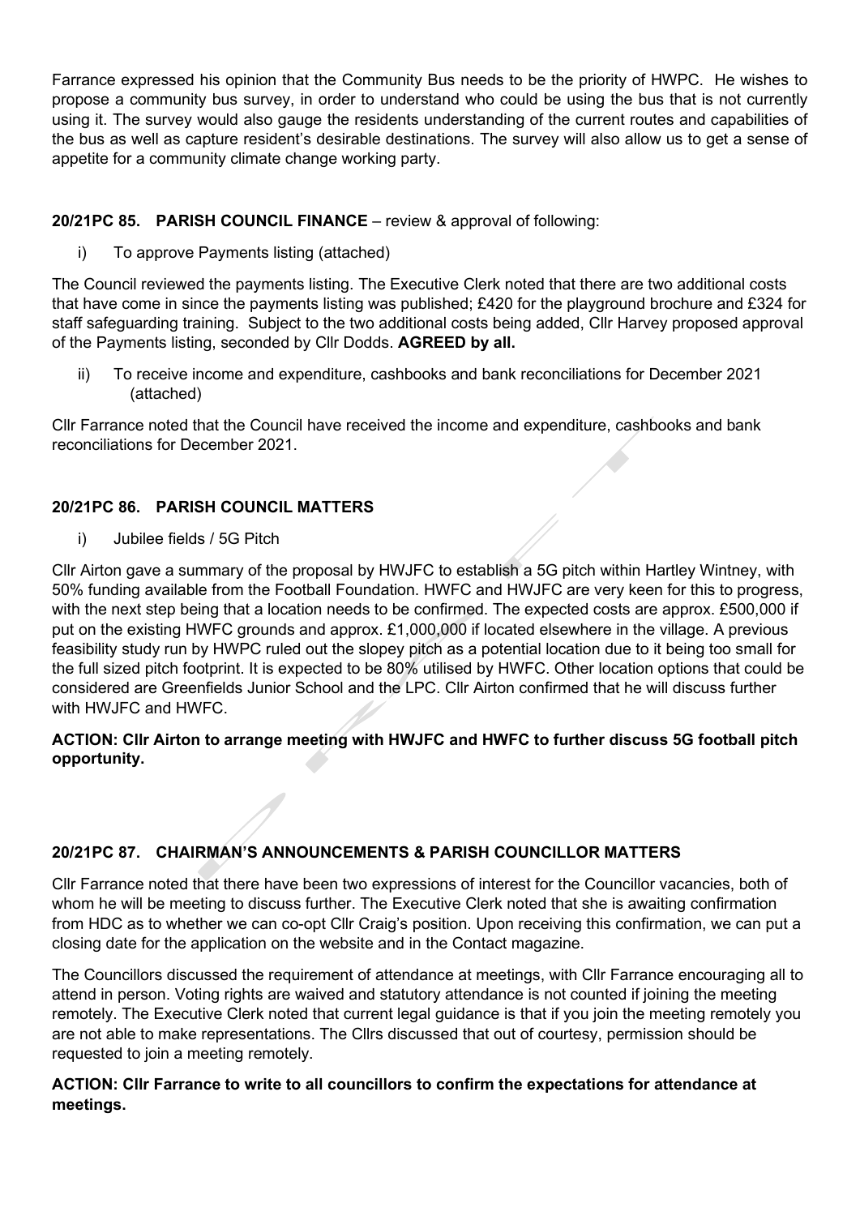Farrance expressed his opinion that the Community Bus needs to be the priority of HWPC. He wishes to propose a community bus survey, in order to understand who could be using the bus that is not currently using it. The survey would also gauge the residents understanding of the current routes and capabilities of the bus as well as capture resident's desirable destinations. The survey will also allow us to get a sense of appetite for a community climate change working party.

**20/21PC 85. PARISH COUNCIL FINANCE** – review & approval of following:

i) To approve Payments listing (attached)

The Council reviewed the payments listing. The Executive Clerk noted that there are two additional costs that have come in since the payments listing was published; £420 for the playground brochure and £324 for staff safeguarding training. Subject to the two additional costs being added, Cllr Harvey proposed approval of the Payments listing, seconded by Cllr Dodds. **AGREED by all.**

ii) To receive income and expenditure, cashbooks and bank reconciliations for December 2021 (attached)

Cllr Farrance noted that the Council have received the income and expenditure, cashbooks and bank reconciliations for December 2021.

**20/21PC 86. PARISH COUNCIL MATTERS**

i) Jubilee fields / 5G Pitch

Cllr Airton gave a summary of the proposal by HWJFC to establish a 5G pitch within Hartley Wintney, with 50% funding available from the Football Foundation. HWFC and HWJFC are very keen for this to progress, with the next step being that a location needs to be confirmed. The expected costs are approx. £500,000 if put on the existing HWFC grounds and approx. £1,000,000 if located elsewhere in the village. A previous feasibility study run by HWPC ruled out the slopey pitch as a potential location due to it being too small for the full sized pitch footprint. It is expected to be 80% utilised by HWFC. Other location options that could be considered are Greenfields Junior School and the LPC. Cllr Airton confirmed that he will discuss further with HWJFC and HWFC.

**ACTION: Cllr Airton to arrange meeting with HWJFC and HWFC to further discuss 5G football pitch opportunity.**

**20/21PC 87. CHAIRMAN'S ANNOUNCEMENTS & PARISH COUNCILLOR MATTERS**

Cllr Farrance noted that there have been two expressions of interest for the Councillor vacancies, both of whom he will be meeting to discuss further. The Executive Clerk noted that she is awaiting confirmation from HDC as to whether we can co-opt Cllr Craig's position. Upon receiving this confirmation, we can put a closing date for the application on the website and in the Contact magazine.

The Councillors discussed the requirement of attendance at meetings, with Cllr Farrance encouraging all to attend in person. Voting rights are waived and statutory attendance is not counted if joining the meeting remotely. The Executive Clerk noted that current legal guidance is that if you join the meeting remotely you are not able to make representations. The Cllrs discussed that out of courtesy, permission should be requested to join a meeting remotely.

**ACTION: Cllr Farrance to write to all councillors to confirm the expectations for attendance at meetings.**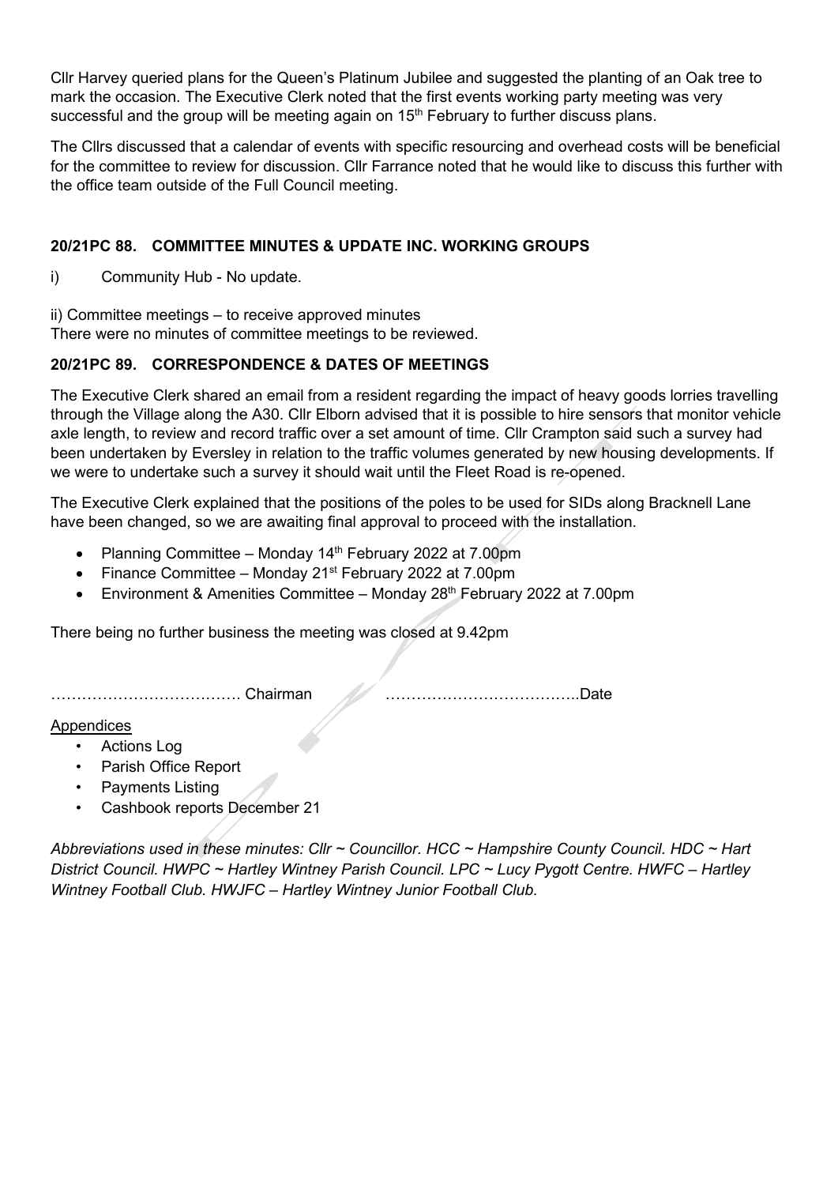Cllr Harvey queried plans for the Queen's Platinum Jubilee and suggested the planting of an Oak tree to mark the occasion. The Executive Clerk noted that the first events working party meeting was very successful and the group will be meeting again on 15th February to further discuss plans.

The Cllrs discussed that a calendar of events with specific resourcing and overhead costs will be beneficial for the committee to review for discussion. Cllr Farrance noted that he would like to discuss this further with the office team outside of the Full Council meeting.

### 20/21PC 88. COMMITTEE MINUTES & UPDATE INC. WORKING GROUPS

i) Community Hub - No update.

ii) Committee meetings – to receive approved minutes
There were no minutes of committee meetings to be reviewed.

### 20/21PC 89. CORRESPONDENCE & DATES OF MEETINGS

The Executive Clerk shared an email from a resident regarding the impact of heavy goods lorries travelling through the Village along the A30. Cllr Elborn advised that it is possible to hire sensors that monitor vehicle axle length, to review and record traffic over a set amount of time. Cllr Crampton said such a survey had been undertaken by Eversley in relation to the traffic volumes generated by new housing developments. If we were to undertake such a survey it should wait until the Fleet Road is re-opened.

The Executive Clerk explained that the positions of the poles to be used for SIDs along Bracknell Lane have been changed, so we are awaiting final approval to proceed with the installation.

- Planning Committee – Monday 14th February 2022 at 7.00pm
- Finance Committee – Monday 21st February 2022 at 7.00pm
- Environment & Amenities Committee – Monday 28th February 2022 at 7.00pm

There being no further business the meeting was closed at 9.42pm

……………………………… Chairman ………………………………..Date

<u>Appendices</u>

- Actions Log
- Parish Office Report
- Payments Listing
- Cashbook reports December 21

*Abbreviations used in these minutes: Cllr ~ Councillor. HCC ~ Hampshire County Council. HDC ~ Hart District Council. HWPC ~ Hartley Wintney Parish Council. LPC ~ Lucy Pygott Centre. HWFC – Hartley Wintney Football Club. HWJFC – Hartley Wintney Junior Football Club.*